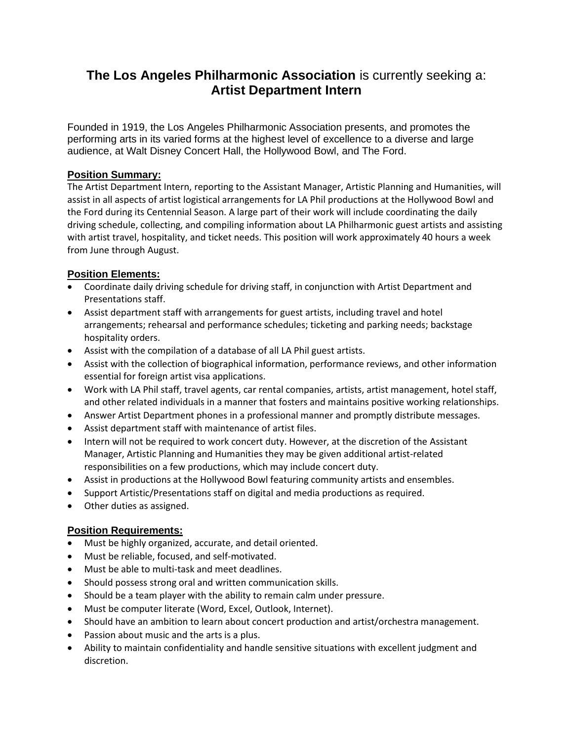# **The Los Angeles Philharmonic Association** is currently seeking a: **Artist Department Intern**

Founded in 1919, the Los Angeles Philharmonic Association presents, and promotes the performing arts in its varied forms at the highest level of excellence to a diverse and large audience, at Walt Disney Concert Hall, the Hollywood Bowl, and The Ford.

## Position Summary:

The Artist Department Intern, reporting to the Assistant Manager, Artistic Planning and Humanities, will assist in all aspects of artist logistical arrangements for LA Phil productions at the Hollywood Bowl and the Ford during its Centennial Season. A large part of their work will include coordinating the daily driving schedule, collecting, and compiling information about LA Philharmonic guest artists and assisting with artist travel, hospitality, and ticket needs. This position will work approximately 40 hours a week from June through August.

## Position Elements:

- Coordinate daily driving schedule for driving staff, in conjunction with Artist Department and Presentations staff.
- Assist department staff with arrangements for guest artists, including travel and hotel arrangements; rehearsal and performance schedules; ticketing and parking needs; backstage hospitality orders.
- Assist with the compilation of a database of all LA Phil guest artists.
- Assist with the collection of biographical information, performance reviews, and other information essential for foreign artist visa applications.
- Work with LA Phil staff, travel agents, car rental companies, artists, artist management, hotel staff, and other related individuals in a manner that fosters and maintains positive working relationships.
- Answer Artist Department phones in a professional manner and promptly distribute messages.
- Assist department staff with maintenance of artist files.
- Intern will not be required to work concert duty. However, at the discretion of the Assistant Manager, Artistic Planning and Humanities they may be given additional artist-related responsibilities on a few productions, which may include concert duty.
- Assist in productions at the Hollywood Bowl featuring community artists and ensembles.
- Support Artistic/Presentations staff on digital and media productions as required.
- Other duties as assigned.

## Position Requirements:

- Must be highly organized, accurate, and detail oriented.
- Must be reliable, focused, and self-motivated.
- Must be able to multi-task and meet deadlines.
- Should possess strong oral and written communication skills.
- Should be a team player with the ability to remain calm under pressure.
- Must be computer literate (Word, Excel, Outlook, Internet).
- Should have an ambition to learn about concert production and artist/orchestra management.
- Passion about music and the arts is a plus.
- Ability to maintain confidentiality and handle sensitive situations with excellent judgment and discretion.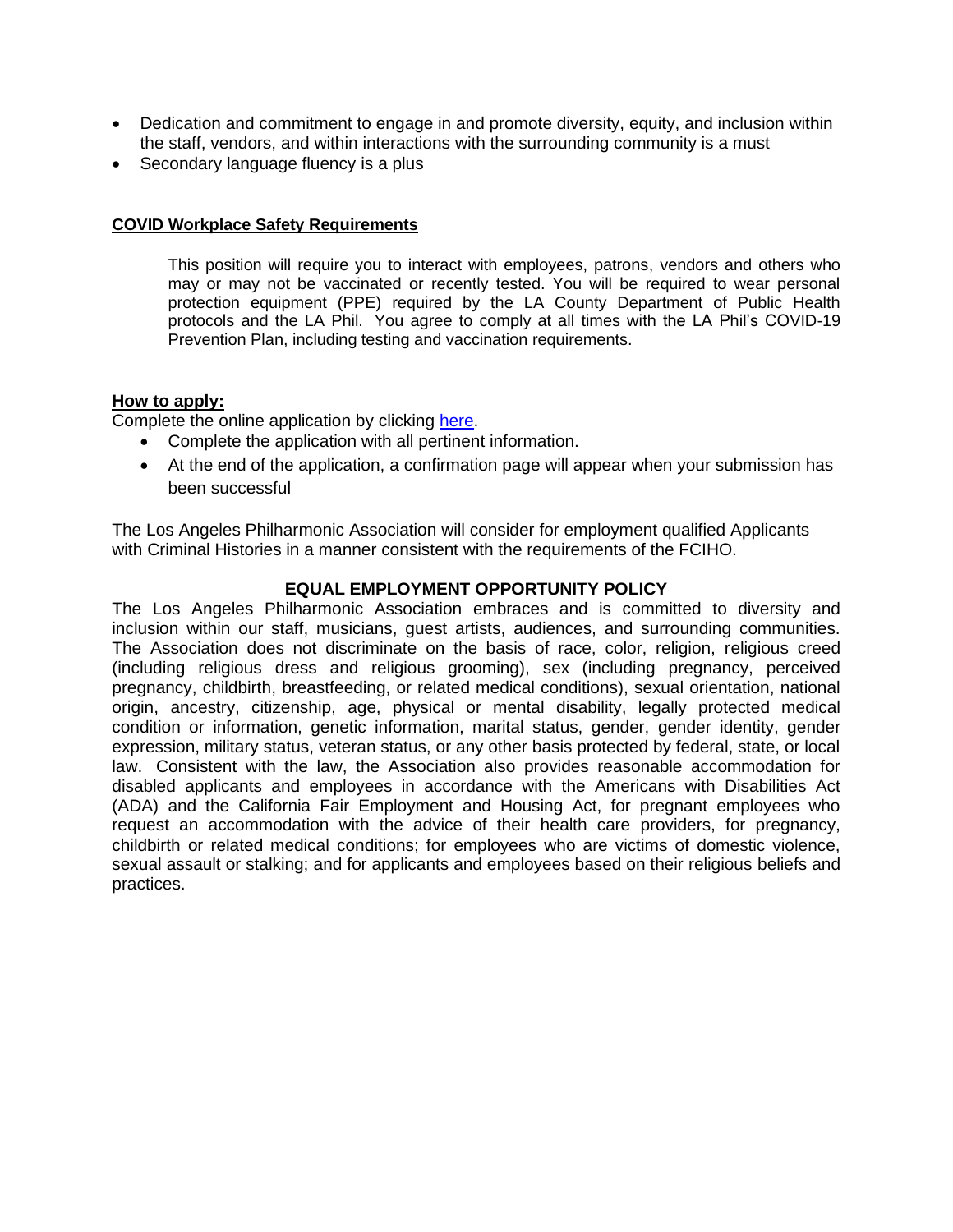- Dedication and commitment to engage in and promote diversity, equity, and inclusion within the staff, vendors, and within interactions with the surrounding community is a must
- Secondary language fluency is a plus

**COVID Workplace Safety Requirements**

This position will require you to interact with employees, patrons, vendors and others who may or may not be vaccinated or recently tested. You will be required to wear personal protection equipment (PPE) required by the LA County Department of Public Health protocols and the LA Phil. You agree to comply at all times with the LA Phil's COVID-19 Prevention Plan, including testing and vaccination requirements.

**How to apply:**

Complete the online application by clicking here.

- Complete the application with all pertinent information.
- At the end of the application, a confirmation page will appear when your submission has been successful

The Los Angeles Philharmonic Association will consider for employment qualified Applicants with Criminal Histories in a manner consistent with the requirements of the FCIHO.

**EQUAL EMPLOYMENT OPPORTUNITY POLICY**

The Los Angeles Philharmonic Association embraces and is committed to diversity and inclusion within our staff, musicians, guest artists, audiences, and surrounding communities. The Association does not discriminate on the basis of race, color, religion, religious creed (including religious dress and religious grooming), sex (including pregnancy, perceived pregnancy, childbirth, breastfeeding, or related medical conditions), sexual orientation, national origin, ancestry, citizenship, age, physical or mental disability, legally protected medical condition or information, genetic information, marital status, gender, gender identity, gender expression, military status, veteran status, or any other basis protected by federal, state, or local law. Consistent with the law, the Association also provides reasonable accommodation for disabled applicants and employees in accordance with the Americans with Disabilities Act (ADA) and the California Fair Employment and Housing Act, for pregnant employees who request an accommodation with the advice of their health care providers, for pregnancy, childbirth or related medical conditions; for employees who are victims of domestic violence, sexual assault or stalking; and for applicants and employees based on their religious beliefs and practices.